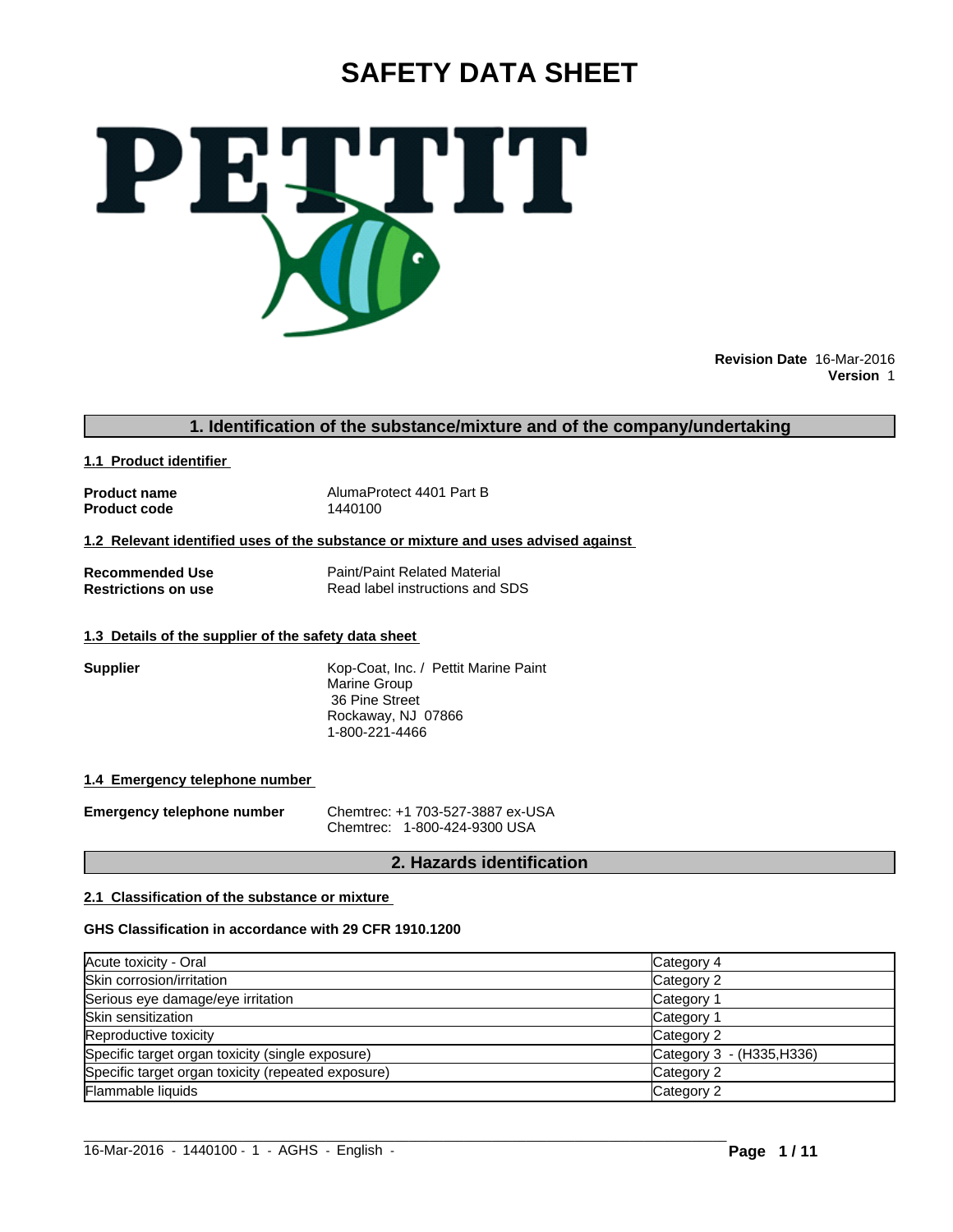# SAFETY DATA SHEET

PETTIT

**Revision Date** 16-Mar-2016
**Version** 1

## 1. Identification of the substance/mixture and of the company/undertaking

### 1.1 Product identifier

| | |
|---|---|
| **Product name** | AlumaProtect 4401 Part B |
| **Product code** | 1440100 |

### 1.2 Relevant identified uses of the substance or mixture and uses advised against

| | |
|---|---|
| **Recommended Use** | Paint/Paint Related Material |
| **Restrictions on use** | Read label instructions and SDS |

### 1.3 Details of the supplier of the safety data sheet

**Supplier**

Kop-Coat, Inc. / Pettit Marine Paint
Marine Group
36 Pine Street
Rockaway, NJ 07866
1-800-221-4466

### 1.4 Emergency telephone number

**Emergency telephone number**

Chemtrec: +1 703-527-3887 ex-USA
Chemtrec: 1-800-424-9300 USA

## 2. Hazards identification

### 2.1 Classification of the substance or mixture

**GHS Classification in accordance with 29 CFR 1910.1200**

| | |
|---|---|
| Acute toxicity - Oral | Category 4 |
| Skin corrosion/irritation | Category 2 |
| Serious eye damage/eye irritation | Category 1 |
| Skin sensitization | Category 1 |
| Reproductive toxicity | Category 2 |
| Specific target organ toxicity (single exposure) | Category 3 - (H335,H336) |
| Specific target organ toxicity (repeated exposure) | Category 2 |
| Flammable liquids | Category 2 |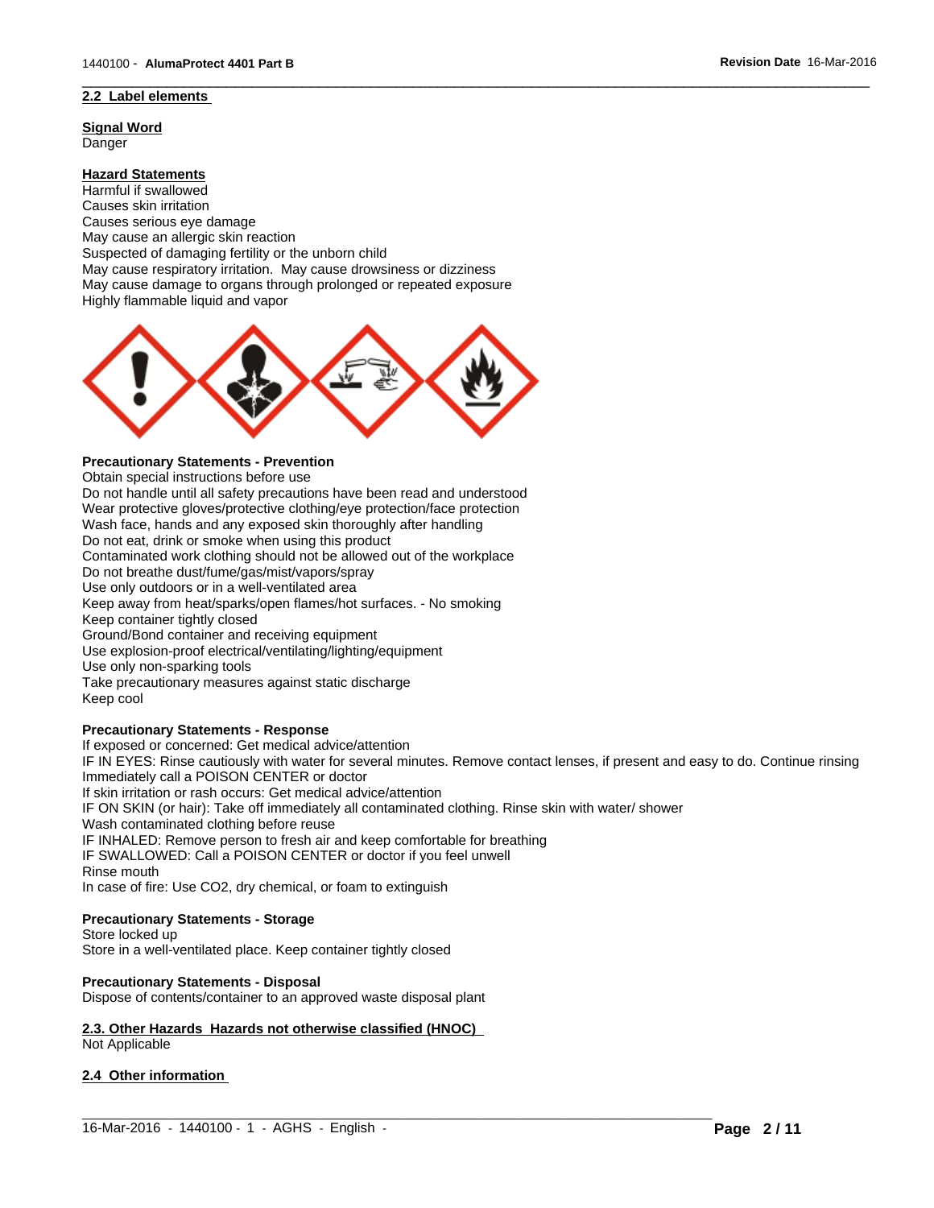## 2.2 Label elements

**Signal Word**

Danger

**Hazard Statements**

Harmful if swallowed
Causes skin irritation
Causes serious eye damage
May cause an allergic skin reaction
Suspected of damaging fertility or the unborn child
May cause respiratory irritation. May cause drowsiness or dizziness
May cause damage to organs through prolonged or repeated exposure
Highly flammable liquid and vapor

**Precautionary Statements - Prevention**

Obtain special instructions before use
Do not handle until all safety precautions have been read and understood
Wear protective gloves/protective clothing/eye protection/face protection
Wash face, hands and any exposed skin thoroughly after handling
Do not eat, drink or smoke when using this product
Contaminated work clothing should not be allowed out of the workplace
Do not breathe dust/fume/gas/mist/vapors/spray
Use only outdoors or in a well-ventilated area
Keep away from heat/sparks/open flames/hot surfaces. - No smoking
Keep container tightly closed
Ground/Bond container and receiving equipment
Use explosion-proof electrical/ventilating/lighting/equipment
Use only non-sparking tools
Take precautionary measures against static discharge
Keep cool

**Precautionary Statements - Response**

If exposed or concerned: Get medical advice/attention
IF IN EYES: Rinse cautiously with water for several minutes. Remove contact lenses, if present and easy to do. Continue rinsing
Immediately call a POISON CENTER or doctor
If skin irritation or rash occurs: Get medical advice/attention
IF ON SKIN (or hair): Take off immediately all contaminated clothing. Rinse skin with water/ shower
Wash contaminated clothing before reuse
IF INHALED: Remove person to fresh air and keep comfortable for breathing
IF SWALLOWED: Call a POISON CENTER or doctor if you feel unwell
Rinse mouth
In case of fire: Use CO2, dry chemical, or foam to extinguish

**Precautionary Statements - Storage**

Store locked up
Store in a well-ventilated place. Keep container tightly closed

**Precautionary Statements - Disposal**

Dispose of contents/container to an approved waste disposal plant

## 2.3. Other Hazards Hazards not otherwise classified (HNOC)

Not Applicable

## 2.4 Other information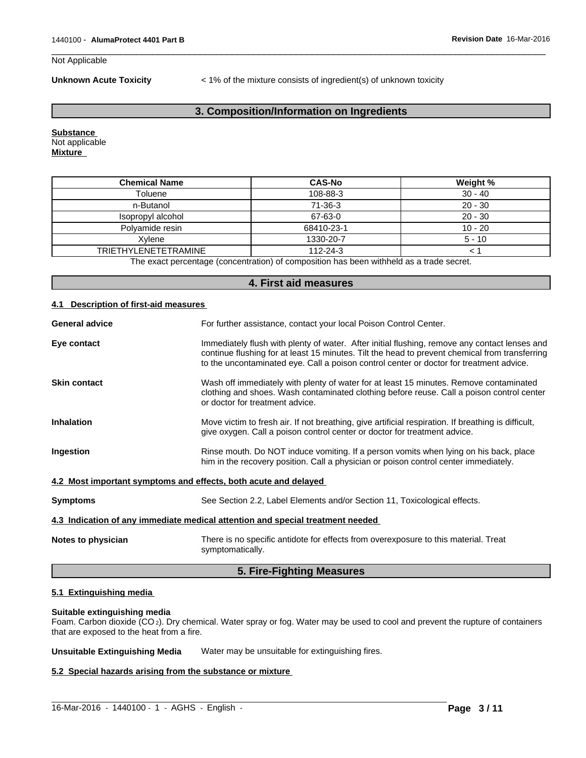Not Applicable

**Unknown Acute Toxicity** < 1% of the mixture consists of ingredient(s) of unknown toxicity

## 3. Composition/Information on Ingredients

**Substance**
Not applicable
**Mixture**

| Chemical Name | CAS-No | Weight % |
|---|---|---|
| Toluene | 108-88-3 | 30 - 40 |
| n-Butanol | 71-36-3 | 20 - 30 |
| Isopropyl alcohol | 67-63-0 | 20 - 30 |
| Polyamide resin | 68410-23-1 | 10 - 20 |
| Xylene | 1330-20-7 | 5 - 10 |
| TRIETHYLENETETRAMINE | 112-24-3 | < 1 |

The exact percentage (concentration) of composition has been withheld as a trade secret.

## 4. First aid measures

### 4.1 Description of first-aid measures

**General advice** For further assistance, contact your local Poison Control Center.

**Eye contact** Immediately flush with plenty of water. After initial flushing, remove any contact lenses and continue flushing for at least 15 minutes. Tilt the head to prevent chemical from transferring to the uncontaminated eye. Call a poison control center or doctor for treatment advice.

**Skin contact** Wash off immediately with plenty of water for at least 15 minutes. Remove contaminated clothing and shoes. Wash contaminated clothing before reuse. Call a poison control center or doctor for treatment advice.

**Inhalation** Move victim to fresh air. If not breathing, give artificial respiration. If breathing is difficult, give oxygen. Call a poison control center or doctor for treatment advice.

**Ingestion** Rinse mouth. Do NOT induce vomiting. If a person vomits when lying on his back, place him in the recovery position. Call a physician or poison control center immediately.

### 4.2 Most important symptoms and effects, both acute and delayed

**Symptoms** See Section 2.2, Label Elements and/or Section 11, Toxicological effects.

### 4.3 Indication of any immediate medical attention and special treatment needed

**Notes to physician** There is no specific antidote for effects from overexposure to this material. Treat symptomatically.

## 5. Fire-Fighting Measures

### 5.1 Extinguishing media

**Suitable extinguishing media**
Foam. Carbon dioxide ($CO_2$). Dry chemical. Water spray or fog. Water may be used to cool and prevent the rupture of containers that are exposed to the heat from a fire.

**Unsuitable Extinguishing Media** Water may be unsuitable for extinguishing fires.

### 5.2 Special hazards arising from the substance or mixture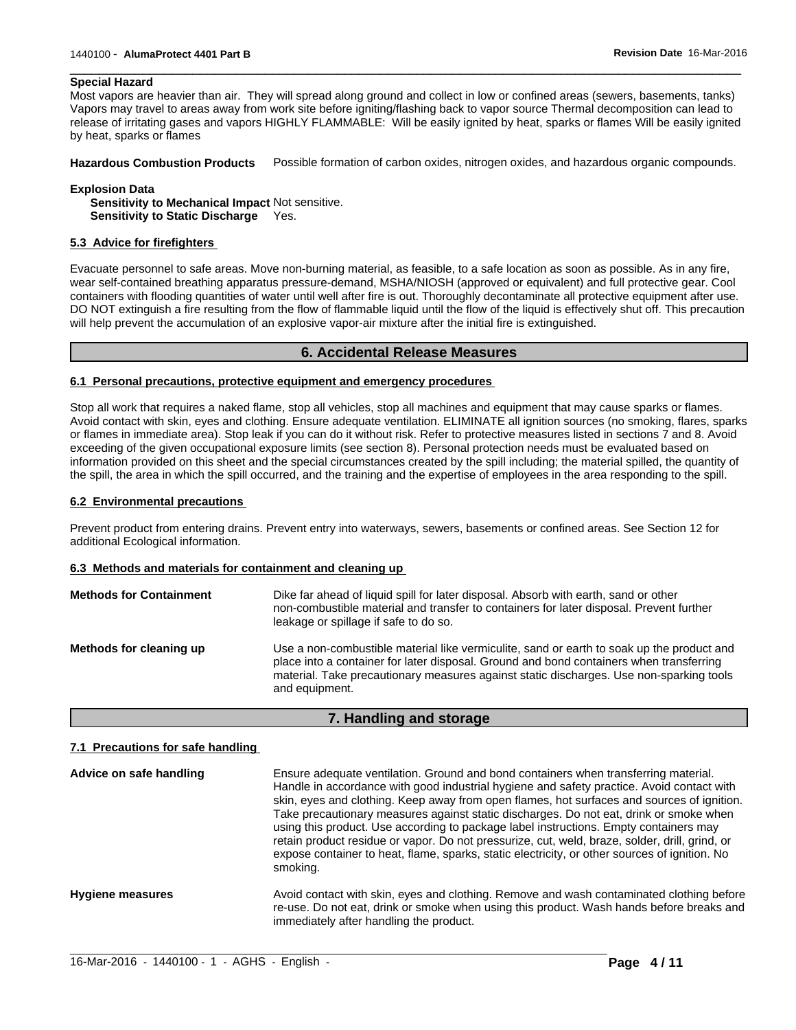**Special Hazard**

Most vapors are heavier than air. They will spread along ground and collect in low or confined areas (sewers, basements, tanks) Vapors may travel to areas away from work site before igniting/flashing back to vapor source Thermal decomposition can lead to release of irritating gases and vapors HIGHLY FLAMMABLE: Will be easily ignited by heat, sparks or flames Will be easily ignited by heat, sparks or flames

**Hazardous Combustion Products** Possible formation of carbon oxides, nitrogen oxides, and hazardous organic compounds.

**Explosion Data**

**Sensitivity to Mechanical Impact** Not sensitive.
**Sensitivity to Static Discharge** Yes.

### 5.3 Advice for firefighters

Evacuate personnel to safe areas. Move non-burning material, as feasible, to a safe location as soon as possible. As in any fire, wear self-contained breathing apparatus pressure-demand, MSHA/NIOSH (approved or equivalent) and full protective gear. Cool containers with flooding quantities of water until well after fire is out. Thoroughly decontaminate all protective equipment after use. DO NOT extinguish a fire resulting from the flow of flammable liquid until the flow of the liquid is effectively shut off. This precaution will help prevent the accumulation of an explosive vapor-air mixture after the initial fire is extinguished.

## 6. Accidental Release Measures

### 6.1 Personal precautions, protective equipment and emergency procedures

Stop all work that requires a naked flame, stop all vehicles, stop all machines and equipment that may cause sparks or flames. Avoid contact with skin, eyes and clothing. Ensure adequate ventilation. ELIMINATE all ignition sources (no smoking, flares, sparks or flames in immediate area). Stop leak if you can do it without risk. Refer to protective measures listed in sections 7 and 8. Avoid exceeding of the given occupational exposure limits (see section 8). Personal protection needs must be evaluated based on information provided on this sheet and the special circumstances created by the spill including; the material spilled, the quantity of the spill, the area in which the spill occurred, and the training and the expertise of employees in the area responding to the spill.

### 6.2 Environmental precautions

Prevent product from entering drains. Prevent entry into waterways, sewers, basements or confined areas. See Section 12 for additional Ecological information.

### 6.3 Methods and materials for containment and cleaning up

**Methods for Containment** Dike far ahead of liquid spill for later disposal. Absorb with earth, sand or other non-combustible material and transfer to containers for later disposal. Prevent further leakage or spillage if safe to do so.

**Methods for cleaning up** Use a non-combustible material like vermiculite, sand or earth to soak up the product and place into a container for later disposal. Ground and bond containers when transferring material. Take precautionary measures against static discharges. Use non-sparking tools and equipment.

## 7. Handling and storage

### 7.1 Precautions for safe handling

**Advice on safe handling** Ensure adequate ventilation. Ground and bond containers when transferring material. Handle in accordance with good industrial hygiene and safety practice. Avoid contact with skin, eyes and clothing. Keep away from open flames, hot surfaces and sources of ignition. Take precautionary measures against static discharges. Do not eat, drink or smoke when using this product. Use according to package label instructions. Empty containers may retain product residue or vapor. Do not pressurize, cut, weld, braze, solder, drill, grind, or expose container to heat, flame, sparks, static electricity, or other sources of ignition. No smoking.

**Hygiene measures** Avoid contact with skin, eyes and clothing. Remove and wash contaminated clothing before re-use. Do not eat, drink or smoke when using this product. Wash hands before breaks and immediately after handling the product.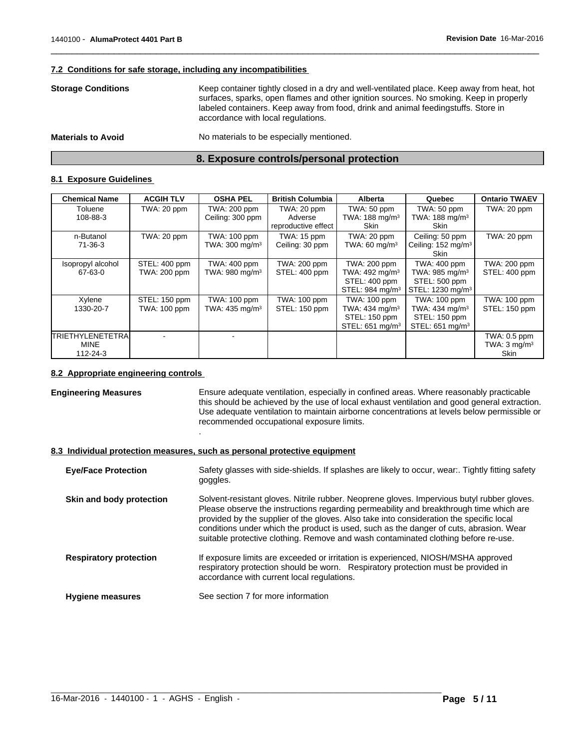### 7.2 Conditions for safe storage, including any incompatibilities

**Storage Conditions**

Keep container tightly closed in a dry and well-ventilated place. Keep away from heat, hot surfaces, sparks, open flames and other ignition sources. No smoking. Keep in properly labeled containers. Keep away from food, drink and animal feedingstuffs. Store in accordance with local regulations.

**Materials to Avoid**

No materials to be especially mentioned.

## 8. Exposure controls/personal protection

### 8.1 Exposure Guidelines

| Chemical Name | ACGIH TLV | OSHA PEL | British Columbia | Alberta | Quebec | Ontario TWAEV |
|---|---|---|---|---|---|---|
| Toluene 108-88-3 | TWA: 20 ppm | TWA: 200 ppm Ceiling: 300 ppm | TWA: 20 ppm Adverse reproductive effect | TWA: 50 ppm TWA: 188 mg/m³ Skin | TWA: 50 ppm TWA: 188 mg/m³ Skin | TWA: 20 ppm |
| n-Butanol 71-36-3 | TWA: 20 ppm | TWA: 100 ppm TWA: 300 mg/m³ | TWA: 15 ppm Ceiling: 30 ppm | TWA: 20 ppm TWA: 60 mg/m³ | Ceiling: 50 ppm Ceiling: 152 mg/m³ Skin | TWA: 20 ppm |
| Isopropyl alcohol 67-63-0 | STEL: 400 ppm TWA: 200 ppm | TWA: 400 ppm TWA: 980 mg/m³ | TWA: 200 ppm STEL: 400 ppm | TWA: 200 ppm TWA: 492 mg/m³ STEL: 400 ppm STEL: 984 mg/m³ | TWA: 400 ppm TWA: 985 mg/m³ STEL: 500 ppm STEL: 1230 mg/m³ | TWA: 200 ppm STEL: 400 ppm |
| Xylene 1330-20-7 | STEL: 150 ppm TWA: 100 ppm | TWA: 100 ppm TWA: 435 mg/m³ | TWA: 100 ppm STEL: 150 ppm | TWA: 100 ppm TWA: 434 mg/m³ STEL: 150 ppm STEL: 651 mg/m³ | TWA: 100 ppm TWA: 434 mg/m³ STEL: 150 ppm STEL: 651 mg/m³ | TWA: 100 ppm STEL: 150 ppm |
| TRIETHYLENETETRAMINE 112-24-3 | - | - | | | | TWA: 0.5 ppm TWA: 3 mg/m³ Skin |

### 8.2 Appropriate engineering controls

**Engineering Measures**

Ensure adequate ventilation, especially in confined areas. Where reasonably practicable this should be achieved by the use of local exhaust ventilation and good general extraction. Use adequate ventilation to maintain airborne concentrations at levels below permissible or recommended occupational exposure limits.

.

### 8.3 Individual protection measures, such as personal protective equipment

**Eye/Face Protection**

Safety glasses with side-shields. If splashes are likely to occur, wear:. Tightly fitting safety goggles.

**Skin and body protection**

Solvent-resistant gloves. Nitrile rubber. Neoprene gloves. Impervious butyl rubber gloves. Please observe the instructions regarding permeability and breakthrough time which are provided by the supplier of the gloves. Also take into consideration the specific local conditions under which the product is used, such as the danger of cuts, abrasion. Wear suitable protective clothing. Remove and wash contaminated clothing before re-use.

**Respiratory protection**

If exposure limits are exceeded or irritation is experienced, NIOSH/MSHA approved respiratory protection should be worn. Respiratory protection must be provided in accordance with current local regulations.

**Hygiene measures**

See section 7 for more information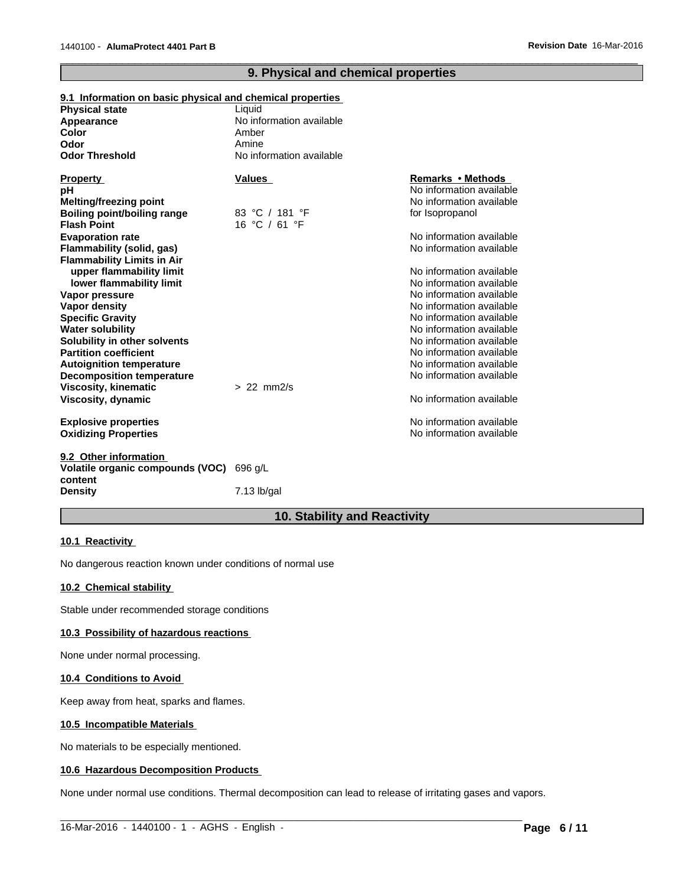## 9. Physical and chemical properties

### 9.1 Information on basic physical and chemical properties

| | |
|---|---|
| **Physical state** | Liquid |
| **Appearance** | No information available |
| **Color** | Amber |
| **Odor** | Amine |
| **Odor Threshold** | No information available |

| **Property** | **Values** | **Remarks • Methods** |
|---|---|---|
| **pH** | | No information available |
| **Melting/freezing point** | | No information available |
| **Boiling point/boiling range** | 83 °C / 181 °F | for Isopropanol |
| **Flash Point** | 16 °C / 61 °F | |
| **Evaporation rate** | | No information available |
| **Flammability (solid, gas)** | | No information available |
| **Flammability Limits in Air** | | |
| **upper flammability limit** | | No information available |
| **lower flammability limit** | | No information available |
| **Vapor pressure** | | No information available |
| **Vapor density** | | No information available |
| **Specific Gravity** | | No information available |
| **Water solubility** | | No information available |
| **Solubility in other solvents** | | No information available |
| **Partition coefficient** | | No information available |
| **Autoignition temperature** | | No information available |
| **Decomposition temperature** | | No information available |
| **Viscosity, kinematic** | > 22 mm2/s | |
| **Viscosity, dynamic** | | No information available |
| **Explosive properties** | | No information available |
| **Oxidizing Properties** | | No information available |

### 9.2 Other information

| | |
|---|---|
| **Volatile organic compounds (VOC) content** | 696 g/L |
| **Density** | 7.13 lb/gal |

## 10. Stability and Reactivity

### 10.1 Reactivity

No dangerous reaction known under conditions of normal use

### 10.2 Chemical stability

Stable under recommended storage conditions

### 10.3 Possibility of hazardous reactions

None under normal processing.

### 10.4 Conditions to Avoid

Keep away from heat, sparks and flames.

### 10.5 Incompatible Materials

No materials to be especially mentioned.

### 10.6 Hazardous Decomposition Products

None under normal use conditions. Thermal decomposition can lead to release of irritating gases and vapors.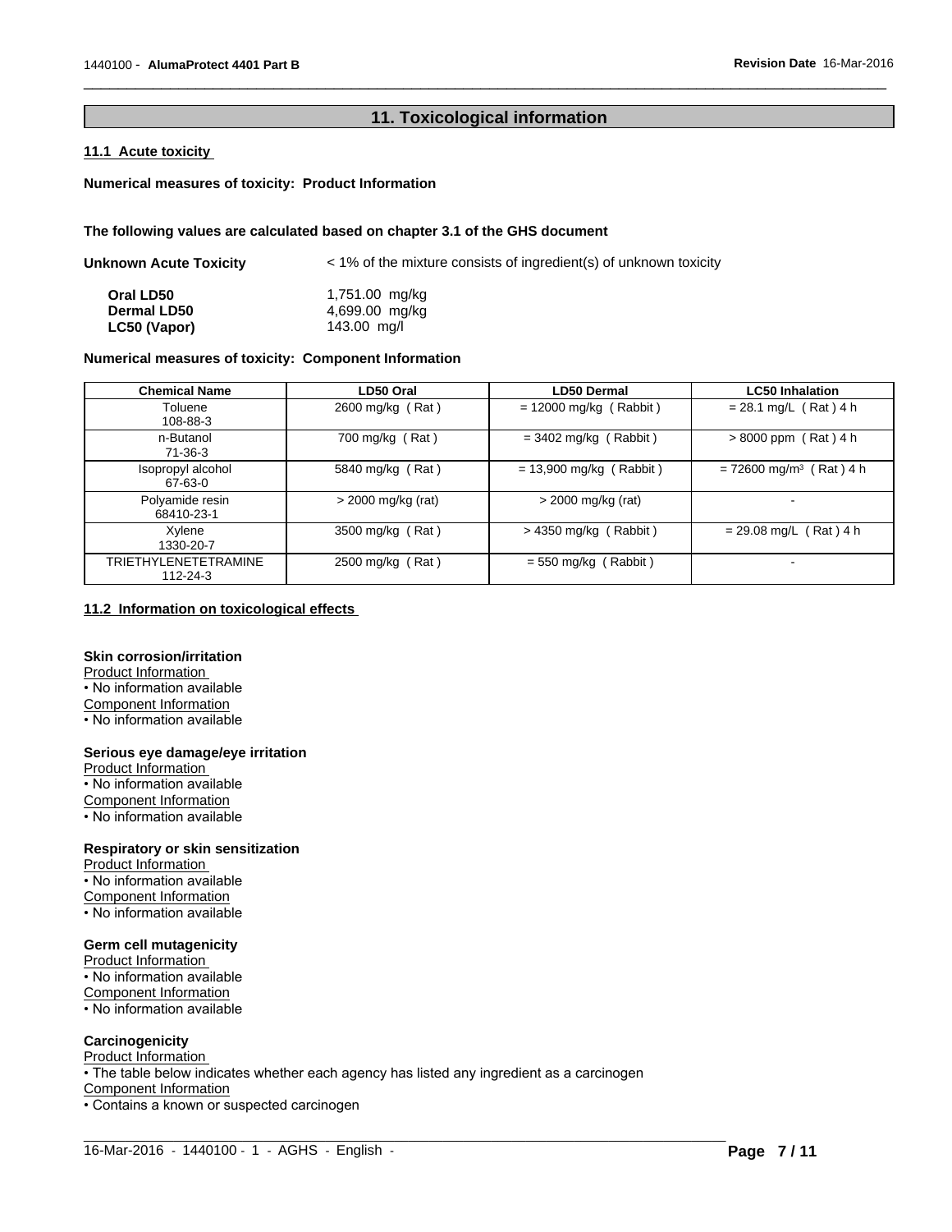## 11. Toxicological information

### 11.1 Acute toxicity

**Numerical measures of toxicity: Product Information**

**The following values are calculated based on chapter 3.1 of the GHS document**

**Unknown Acute Toxicity** < 1% of the mixture consists of ingredient(s) of unknown toxicity

| | |
|---|---|
| **Oral LD50** | 1,751.00 mg/kg |
| **Dermal LD50** | 4,699.00 mg/kg |
| **LC50 (Vapor)** | 143.00 mg/l |

**Numerical measures of toxicity: Component Information**

| Chemical Name | LD50 Oral | LD50 Dermal | LC50 Inhalation |
|---|---|---|---|
| Toluene 108-88-3 | 2600 mg/kg ( Rat ) | = 12000 mg/kg ( Rabbit ) | = 28.1 mg/L ( Rat ) 4 h |
| n-Butanol 71-36-3 | 700 mg/kg ( Rat ) | = 3402 mg/kg ( Rabbit ) | > 8000 ppm ( Rat ) 4 h |
| Isopropyl alcohol 67-63-0 | 5840 mg/kg ( Rat ) | = 13,900 mg/kg ( Rabbit ) | = 72600 mg/m$^3$ ( Rat ) 4 h |
| Polyamide resin 68410-23-1 | > 2000 mg/kg (rat) | > 2000 mg/kg (rat) | - |
| Xylene 1330-20-7 | 3500 mg/kg ( Rat ) | > 4350 mg/kg ( Rabbit ) | = 29.08 mg/L ( Rat ) 4 h |
| TRIETHYLENETETRAMINE 112-24-3 | 2500 mg/kg ( Rat ) | = 550 mg/kg ( Rabbit ) | - |

### 11.2 Information on toxicological effects

**Skin corrosion/irritation**

Product Information
- No information available

Component Information
- No information available

**Serious eye damage/eye irritation**

Product Information
- No information available

Component Information
- No information available

**Respiratory or skin sensitization**

Product Information
- No information available

Component Information
- No information available

**Germ cell mutagenicity**

Product Information
- No information available

Component Information
- No information available

**Carcinogenicity**

Product Information
- The table below indicates whether each agency has listed any ingredient as a carcinogen

Component Information
- Contains a known or suspected carcinogen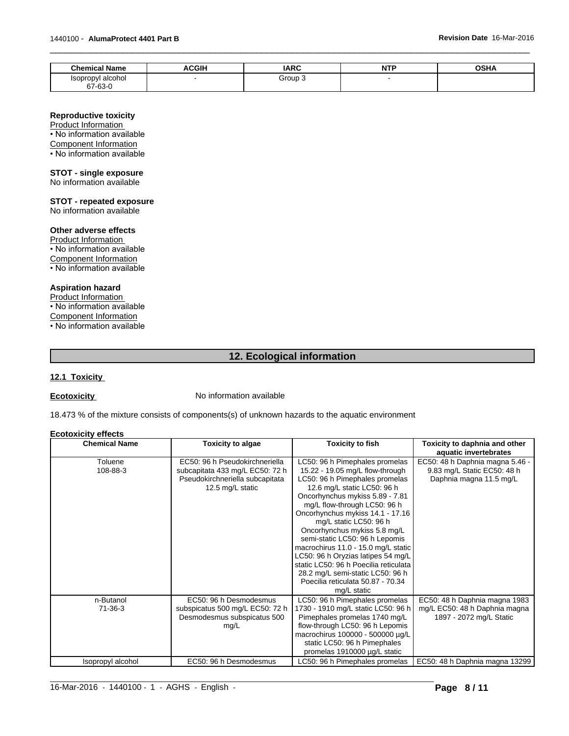| Chemical Name | ACGIH | IARC | NTP | OSHA |
|---|---|---|---|---|
| Isopropyl alcohol<br>67-63-0 | - | Group 3 | - | |

**Reproductive toxicity**

Product Information

• No information available

Component Information

• No information available

**STOT - single exposure**

No information available

**STOT - repeated exposure**

No information available

**Other adverse effects**

Product Information

• No information available

Component Information

• No information available

**Aspiration hazard**

Product Information

• No information available

Component Information

• No information available

## 12. Ecological information

### 12.1 Toxicity

**Ecotoxicity** No information available

18.473 % of the mixture consists of components(s) of unknown hazards to the aquatic environment

**Ecotoxicity effects**

| Chemical Name | Toxicity to algae | Toxicity to fish | Toxicity to daphnia and other aquatic invertebrates |
|---|---|---|---|
| Toluene<br>108-88-3 | EC50: 96 h Pseudokirchneriella subcapitata 433 mg/L EC50: 72 h Pseudokirchneriella subcapitata 12.5 mg/L static | LC50: 96 h Pimephales promelas 15.22 - 19.05 mg/L flow-through LC50: 96 h Pimephales promelas 12.6 mg/L static LC50: 96 h Oncorhynchus mykiss 5.89 - 7.81 mg/L flow-through LC50: 96 h Oncorhynchus mykiss 14.1 - 17.16 mg/L static LC50: 96 h Oncorhynchus mykiss 5.8 mg/L semi-static LC50: 96 h Lepomis macrochirus 11.0 - 15.0 mg/L static LC50: 96 h Oryzias latipes 54 mg/L static LC50: 96 h Poecilia reticulata 28.2 mg/L semi-static LC50: 96 h Poecilia reticulata 50.87 - 70.34 mg/L static | EC50: 48 h Daphnia magna 5.46 - 9.83 mg/L Static EC50: 48 h Daphnia magna 11.5 mg/L |
| n-Butanol<br>71-36-3 | EC50: 96 h Desmodesmus subspicatus 500 mg/L EC50: 72 h Desmodesmus subspicatus 500 mg/L | LC50: 96 h Pimephales promelas 1730 - 1910 mg/L static LC50: 96 h Pimephales promelas 1740 mg/L flow-through LC50: 96 h Lepomis macrochirus 100000 - 500000 µg/L static LC50: 96 h Pimephales promelas 1910000 µg/L static | EC50: 48 h Daphnia magna 1983 mg/L EC50: 48 h Daphnia magna 1897 - 2072 mg/L Static |
| Isopropyl alcohol | EC50: 96 h Desmodesmus | LC50: 96 h Pimephales promelas | EC50: 48 h Daphnia magna 13299 |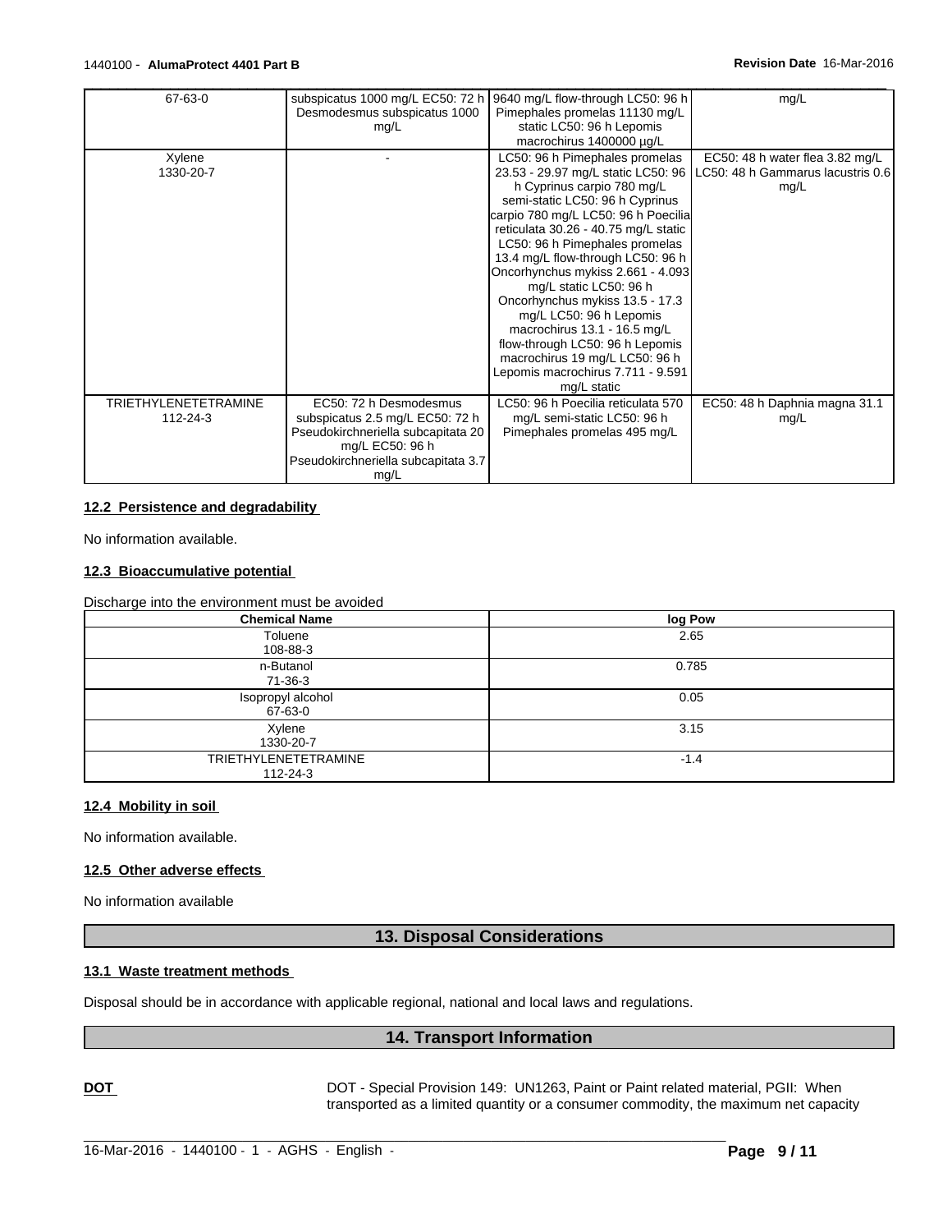| | | | |
|---|---|---|---|
| 67-63-0 | subspicatus 1000 mg/L EC50: 72 h Desmodesmus subspicatus 1000 mg/L | 9640 mg/L flow-through LC50: 96 h Pimephales promelas 11130 mg/L static LC50: 96 h Lepomis macrochirus 1400000 µg/L | mg/L |
| Xylene 1330-20-7 | - | LC50: 96 h Pimephales promelas 23.53 - 29.97 mg/L static LC50: 96 h Cyprinus carpio 780 mg/L semi-static LC50: 96 h Cyprinus carpio 780 mg/L LC50: 96 h Poecilia reticulata 30.26 - 40.75 mg/L static LC50: 96 h Pimephales promelas 13.4 mg/L flow-through LC50: 96 h Oncorhynchus mykiss 2.661 - 4.093 mg/L static LC50: 96 h Oncorhynchus mykiss 13.5 - 17.3 mg/L LC50: 96 h Lepomis macrochirus 13.1 - 16.5 mg/L flow-through LC50: 96 h Lepomis macrochirus 19 mg/L LC50: 96 h Lepomis macrochirus 7.711 - 9.591 mg/L static | EC50: 48 h water flea 3.82 mg/L LC50: 48 h Gammarus lacustris 0.6 mg/L |
| TRIETHYLENETETRAMINE 112-24-3 | EC50: 72 h Desmodesmus subspicatus 2.5 mg/L EC50: 72 h Pseudokirchneriella subcapitata 20 mg/L EC50: 96 h Pseudokirchneriella subcapitata 3.7 mg/L | LC50: 96 h Poecilia reticulata 570 mg/L semi-static LC50: 96 h Pimephales promelas 495 mg/L | EC50: 48 h Daphnia magna 31.1 mg/L |

**12.2 Persistence and degradability**

No information available.

**12.3 Bioaccumulative potential**

Discharge into the environment must be avoided

| Chemical Name | log Pow |
|---|---|
| Toluene 108-88-3 | 2.65 |
| n-Butanol 71-36-3 | 0.785 |
| Isopropyl alcohol 67-63-0 | 0.05 |
| Xylene 1330-20-7 | 3.15 |
| TRIETHYLENETETRAMINE 112-24-3 | -1.4 |

**12.4 Mobility in soil**

No information available.

**12.5 Other adverse effects**

No information available

## 13. Disposal Considerations

**13.1 Waste treatment methods**

Disposal should be in accordance with applicable regional, national and local laws and regulations.

## 14. Transport Information

**DOT** DOT - Special Provision 149: UN1263, Paint or Paint related material, PGII: When transported as a limited quantity or a consumer commodity, the maximum net capacity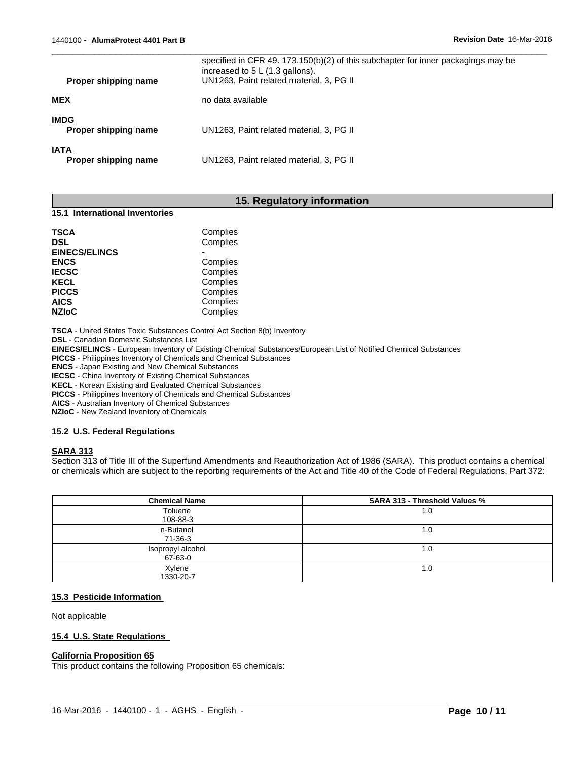| | |
|---|---|
| | specified in CFR 49. 173.150(b)(2) of this subchapter for inner packagings may be increased to 5 L (1.3 gallons). |
| **Proper shipping name** | UN1263, Paint related material, 3, PG II |
| **MEX** | no data available |
| **IMDG** | |
| **Proper shipping name** | UN1263, Paint related material, 3, PG II |
| **IATA** | |
| **Proper shipping name** | UN1263, Paint related material, 3, PG II |

## 15. Regulatory information

### 15.1 International Inventories

| | |
|---|---|
| **TSCA** | Complies |
| **DSL** | Complies |
| **EINECS/ELINCS** | - |
| **ENCS** | Complies |
| **IECSC** | Complies |
| **KECL** | Complies |
| **PICCS** | Complies |
| **AICS** | Complies |
| **NZIoC** | Complies |

**TSCA** - United States Toxic Substances Control Act Section 8(b) Inventory
**DSL** - Canadian Domestic Substances List
**EINECS/ELINCS** - European Inventory of Existing Chemical Substances/European List of Notified Chemical Substances
**PICCS** - Philippines Inventory of Chemicals and Chemical Substances
**ENCS** - Japan Existing and New Chemical Substances
**IECSC** - China Inventory of Existing Chemical Substances
**KECL** - Korean Existing and Evaluated Chemical Substances
**PICCS** - Philippines Inventory of Chemicals and Chemical Substances
**AICS** - Australian Inventory of Chemical Substances
**NZIoC** - New Zealand Inventory of Chemicals

### 15.2 U.S. Federal Regulations

**SARA 313**

Section 313 of Title III of the Superfund Amendments and Reauthorization Act of 1986 (SARA). This product contains a chemical or chemicals which are subject to the reporting requirements of the Act and Title 40 of the Code of Federal Regulations, Part 372:

| Chemical Name | SARA 313 - Threshold Values % |
|---|---|
| Toluene<br>108-88-3 | 1.0 |
| n-Butanol<br>71-36-3 | 1.0 |
| Isopropyl alcohol<br>67-63-0 | 1.0 |
| Xylene<br>1330-20-7 | 1.0 |

### 15.3 Pesticide Information

Not applicable

### 15.4 U.S. State Regulations

**California Proposition 65**

This product contains the following Proposition 65 chemicals: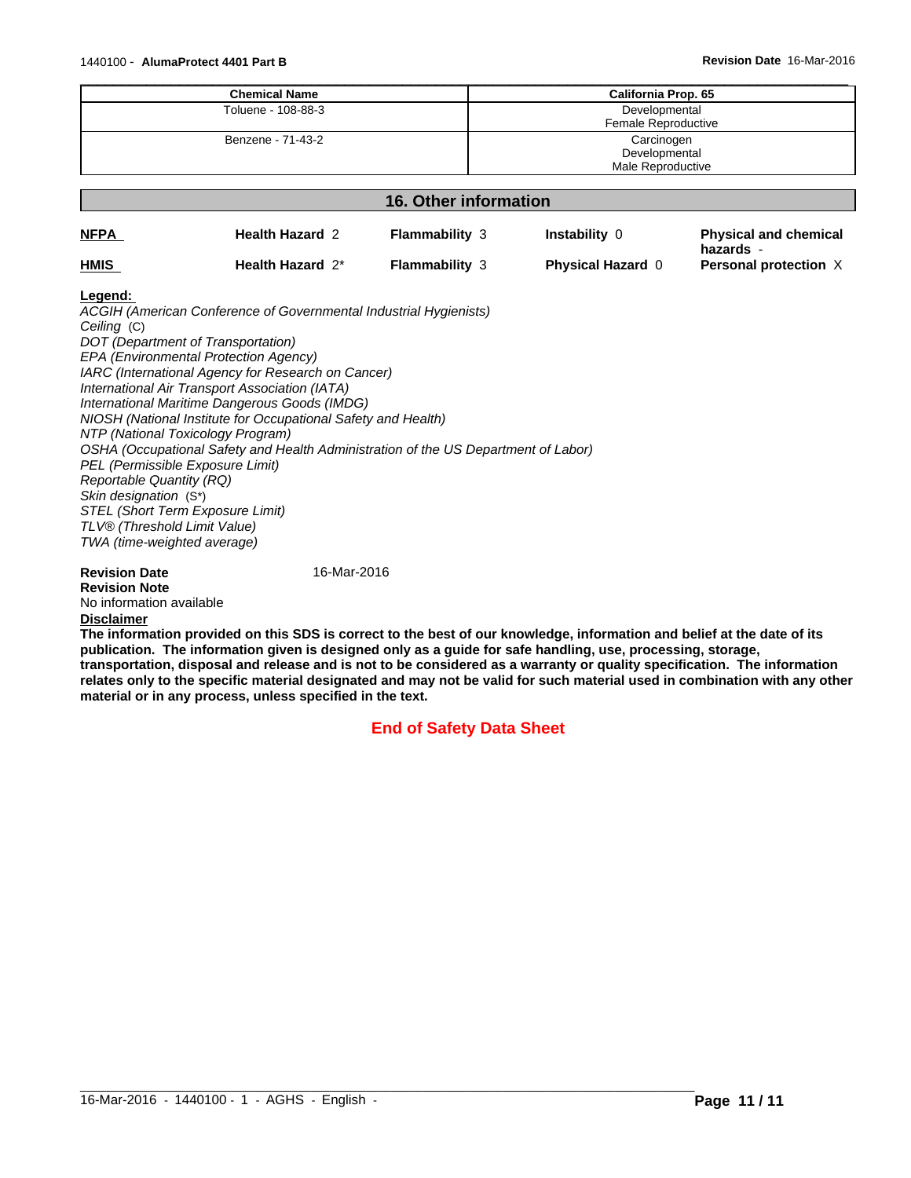| Chemical Name | California Prop. 65 |
| --- | --- |
| Toluene - 108-88-3 | Developmental<br>Female Reproductive |
| Benzene - 71-43-2 | Carcinogen<br>Developmental<br>Male Reproductive |

## 16. Other information

| | | | | |
| --- | --- | --- | --- | --- |
| **NFPA** | **Health Hazard** 2 | **Flammability** 3 | **Instability** 0 | **Physical and chemical hazards** - |
| **HMIS** | **Health Hazard** 2* | **Flammability** 3 | **Physical Hazard** 0 | **Personal protection** X |

**Legend:**

*ACGIH (American Conference of Governmental Industrial Hygienists)*
*Ceiling* (C)
*DOT (Department of Transportation)*
*EPA (Environmental Protection Agency)*
*IARC (International Agency for Research on Cancer)*
*International Air Transport Association (IATA)*
*International Maritime Dangerous Goods (IMDG)*
*NIOSH (National Institute for Occupational Safety and Health)*
*NTP (National Toxicology Program)*
*OSHA (Occupational Safety and Health Administration of the US Department of Labor)*
*PEL (Permissible Exposure Limit)*
*Reportable Quantity (RQ)*
*Skin designation* (S*)
*STEL (Short Term Exposure Limit)*
*TLV® (Threshold Limit Value)*
*TWA (time-weighted average)*

**Revision Date** 16-Mar-2016
**Revision Note**
No information available

**Disclaimer**

**The information provided on this SDS is correct to the best of our knowledge, information and belief at the date of its publication. The information given is designed only as a guide for safe handling, use, processing, storage, transportation, disposal and release and is not to be considered as a warranty or quality specification. The information relates only to the specific material designated and may not be valid for such material used in combination with any other material or in any process, unless specified in the text.**

**End of Safety Data Sheet**